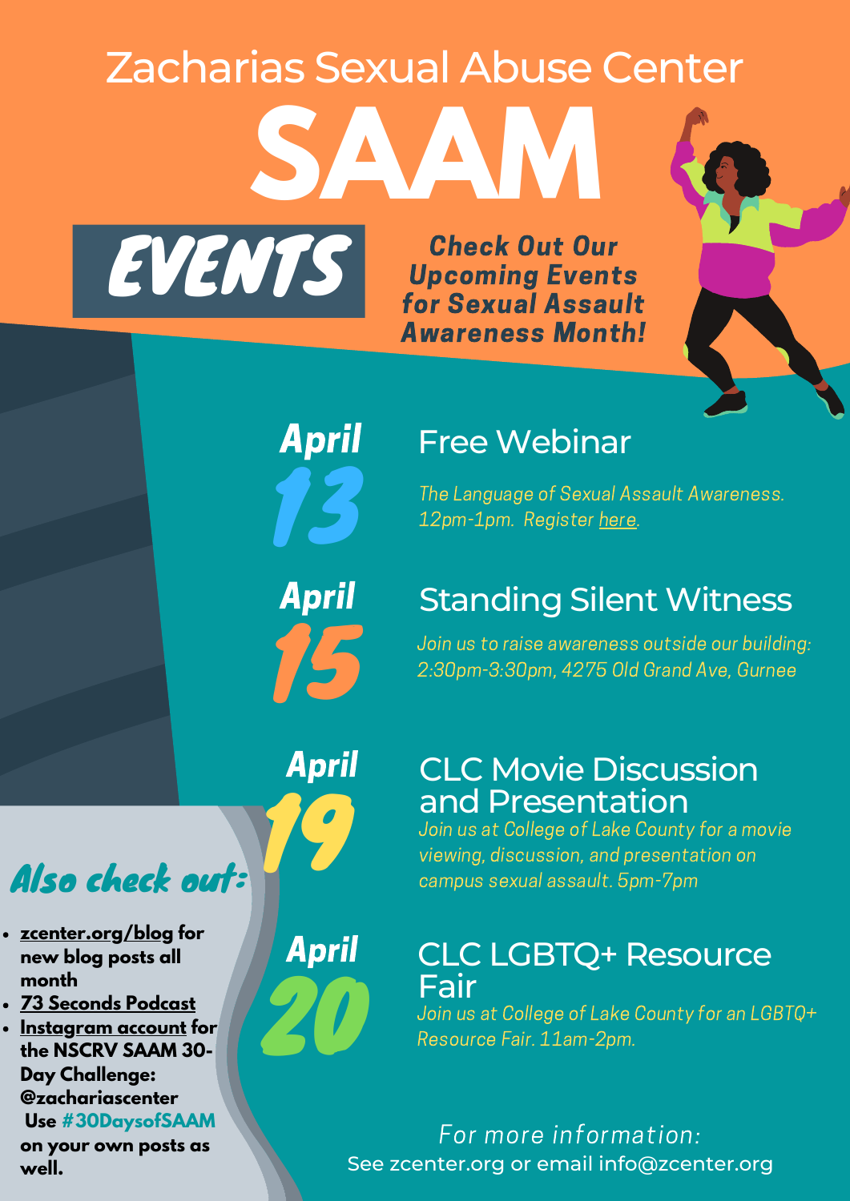# Zacharias Sexual Abuse Center

# SAAM

## EVENTS

**Check Out Our Upcoming Events for Sexual Assault Awareness Month!**

### April 13 — Free Webinar

*The Language of Sexual Assault Awareness. 12pm-1pm. Register here.*

### April 15 — Standing Silent Witness

*Join us to raise awareness outside our building: 2:30pm-3:30pm, 4275 Old Grand Ave, Gurnee*

### April 19 — CLC Movie Discussion and Presentation

*Join us at College of Lake County for a movie viewing, discussion, and presentation on campus sexual assault. 5pm-7pm*

### April 20 — CLC LGBTQ+ Resource Fair

*Join us at College of Lake County for an LGBTQ+ Resource Fair. 11am-2pm.*

## Also check out:

- **zcenter.org/blog for new blog posts all month**
- **73 Seconds Podcast**
- **Instagram account for the NSCRV SAAM 30-Day Challenge: @zachariascenter Use #30DaysofSAAM on your own posts as well.**

*For more information:*

See zcenter.org or email info@zcenter.org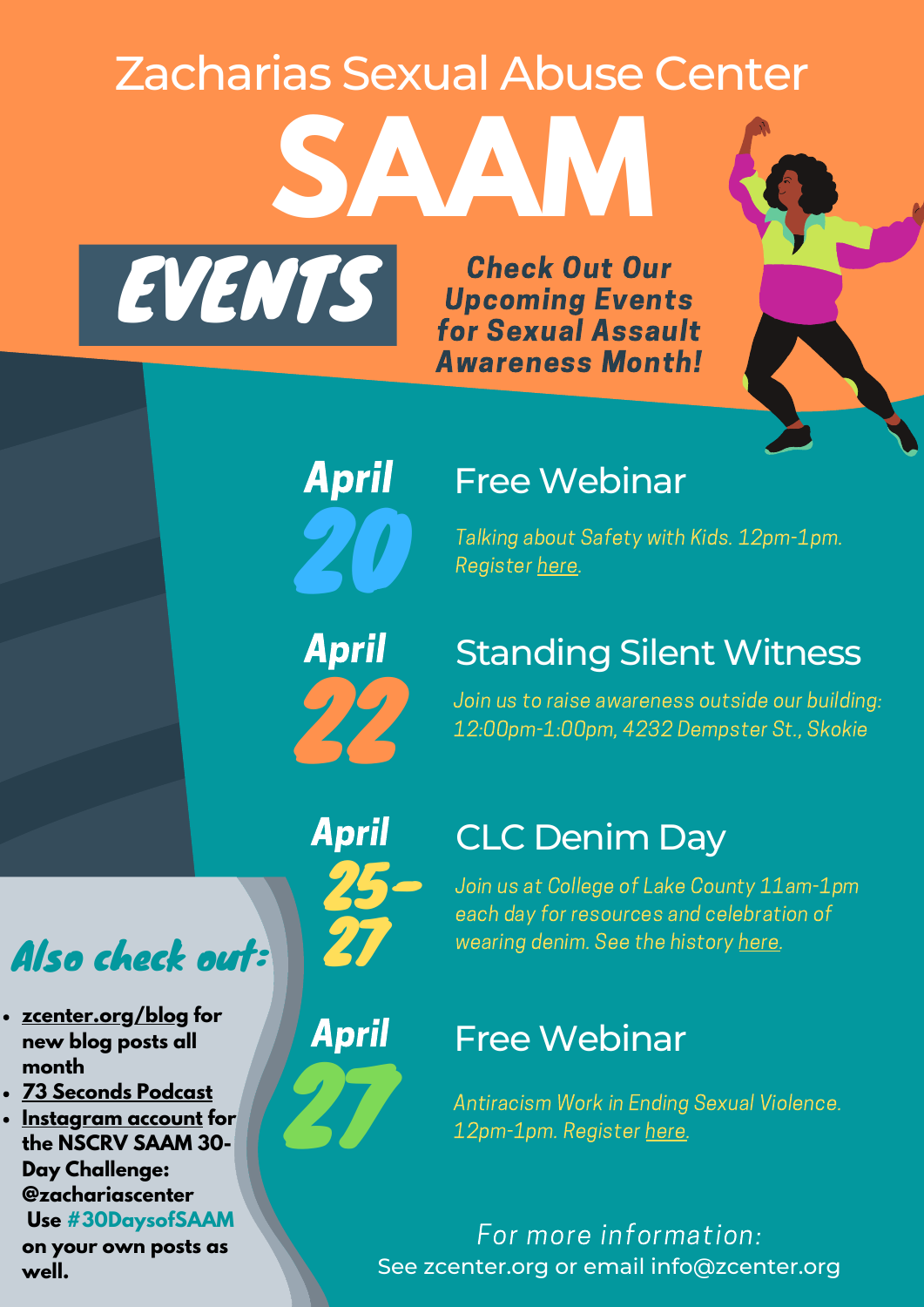# Zacharias Sexual Abuse Center

# SAAM

## EVENTS

**Check Out Our Upcoming Events for Sexual Assault Awareness Month!**

### April 20 — Free Webinar

*Talking about Safety with Kids. 12pm-1pm. Register here.*

### April 22 — Standing Silent Witness

*Join us to raise awareness outside our building: 12:00pm-1:00pm, 4232 Dempster St., Skokie*

### April 25-27 — CLC Denim Day

*Join us at College of Lake County 11am-1pm each day for resources and celebration of wearing denim. See the history here.*

### April 27 — Free Webinar

*Antiracism Work in Ending Sexual Violence. 12pm-1pm. Register here.*

## Also check out:

- **zcenter.org/blog for new blog posts all month**
- **73 Seconds Podcast**
- **Instagram account for the NSCRV SAAM 30-Day Challenge: @zachariascenter Use #30DaysofSAAM on your own posts as well.**

*For more information:*

See zcenter.org or email info@zcenter.org